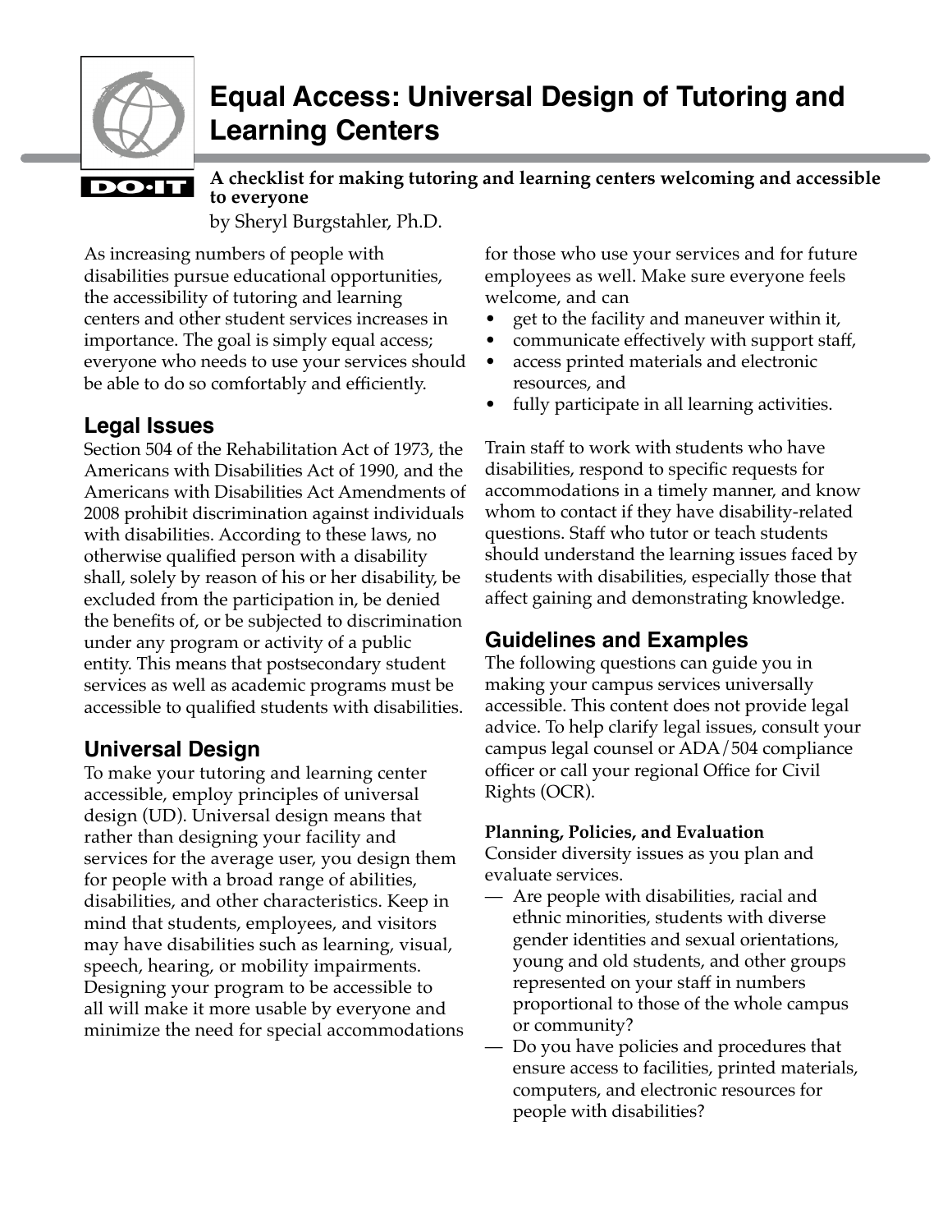# Equal Access: Universal Design of Tutoring and Learning Centers

**A checklist for making tutoring and learning centers welcoming and accessible to everyone**

by Sheryl Burgstahler, Ph.D.

As increasing numbers of people with disabilities pursue educational opportunities, the accessibility of tutoring and learning centers and other student services increases in importance. The goal is simply equal access; everyone who needs to use your services should be able to do so comfortably and efficiently.

## Legal Issues

Section 504 of the Rehabilitation Act of 1973, the Americans with Disabilities Act of 1990, and the Americans with Disabilities Act Amendments of 2008 prohibit discrimination against individuals with disabilities. According to these laws, no otherwise qualified person with a disability shall, solely by reason of his or her disability, be excluded from the participation in, be denied the benefits of, or be subjected to discrimination under any program or activity of a public entity. This means that postsecondary student services as well as academic programs must be accessible to qualified students with disabilities.

## Universal Design

To make your tutoring and learning center accessible, employ principles of universal design (UD). Universal design means that rather than designing your facility and services for the average user, you design them for people with a broad range of abilities, disabilities, and other characteristics. Keep in mind that students, employees, and visitors may have disabilities such as learning, visual, speech, hearing, or mobility impairments. Designing your program to be accessible to all will make it more usable by everyone and minimize the need for special accommodations for those who use your services and for future employees as well. Make sure everyone feels welcome, and can

- get to the facility and maneuver within it,
- communicate effectively with support staff,
- access printed materials and electronic resources, and
- fully participate in all learning activities.

Train staff to work with students who have disabilities, respond to specific requests for accommodations in a timely manner, and know whom to contact if they have disability-related questions. Staff who tutor or teach students should understand the learning issues faced by students with disabilities, especially those that affect gaining and demonstrating knowledge.

## Guidelines and Examples

The following questions can guide you in making your campus services universally accessible. This content does not provide legal advice. To help clarify legal issues, consult your campus legal counsel or ADA/504 compliance officer or call your regional Office for Civil Rights (OCR).

### Planning, Policies, and Evaluation

Consider diversity issues as you plan and evaluate services.

— Are people with disabilities, racial and ethnic minorities, students with diverse gender identities and sexual orientations, young and old students, and other groups represented on your staff in numbers proportional to those of the whole campus or community?

— Do you have policies and procedures that ensure access to facilities, printed materials, computers, and electronic resources for people with disabilities?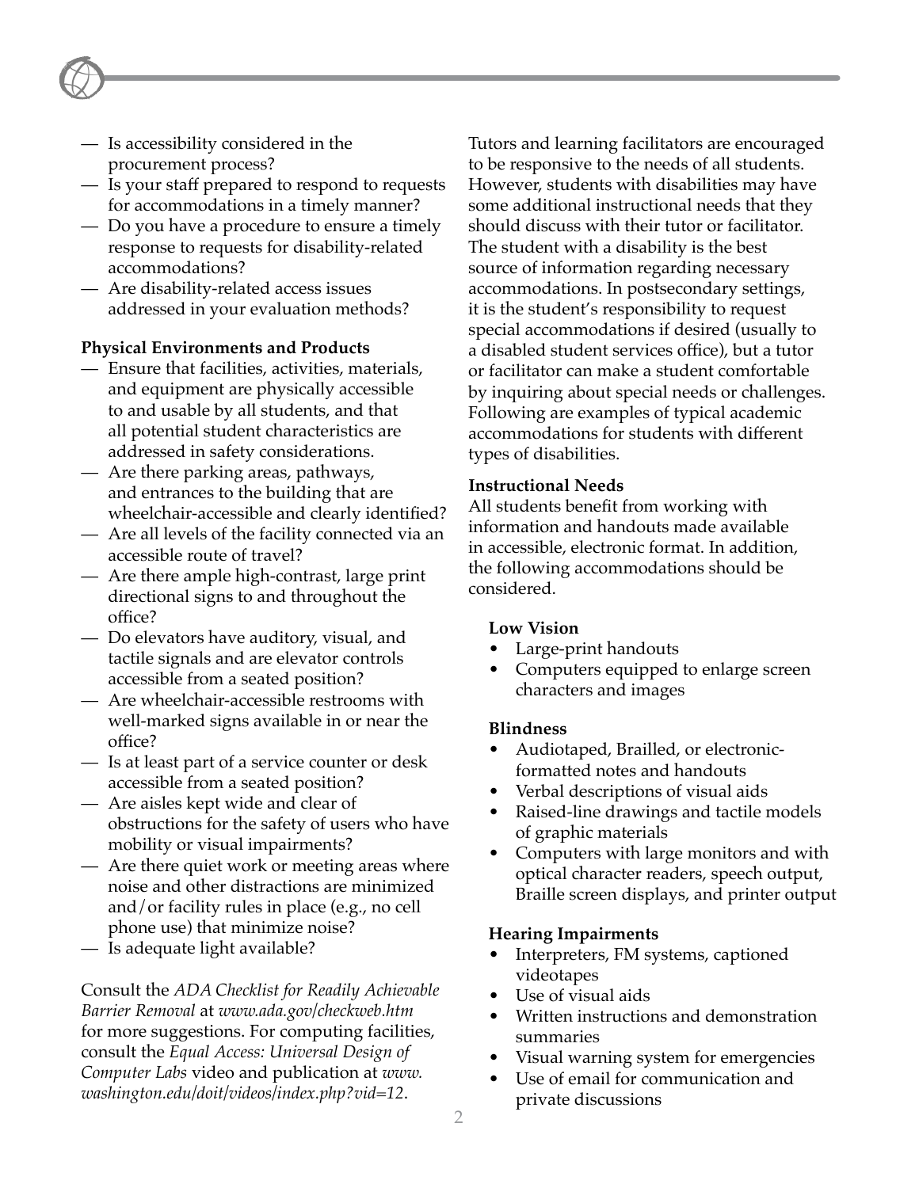- Is accessibility considered in the procurement process?
- Is your staff prepared to respond to requests for accommodations in a timely manner?
- Do you have a procedure to ensure a timely response to requests for disability-related accommodations?
- Are disability-related access issues addressed in your evaluation methods?

**Physical Environments and Products**

- Ensure that facilities, activities, materials, and equipment are physically accessible to and usable by all students, and that all potential student characteristics are addressed in safety considerations.
- Are there parking areas, pathways, and entrances to the building that are wheelchair-accessible and clearly identified?
- Are all levels of the facility connected via an accessible route of travel?
- Are there ample high-contrast, large print directional signs to and throughout the office?
- Do elevators have auditory, visual, and tactile signals and are elevator controls accessible from a seated position?
- Are wheelchair-accessible restrooms with well-marked signs available in or near the office?
- Is at least part of a service counter or desk accessible from a seated position?
- Are aisles kept wide and clear of obstructions for the safety of users who have mobility or visual impairments?
- Are there quiet work or meeting areas where noise and other distractions are minimized and/or facility rules in place (e.g., no cell phone use) that minimize noise?
- Is adequate light available?

Consult the *ADA Checklist for Readily Achievable Barrier Removal* at *www.ada.gov/checkweb.htm* for more suggestions. For computing facilities, consult the *Equal Access: Universal Design of Computer Labs* video and publication at *www.washington.edu/doit/videos/index.php?vid=12*.

Tutors and learning facilitators are encouraged to be responsive to the needs of all students. However, students with disabilities may have some additional instructional needs that they should discuss with their tutor or facilitator. The student with a disability is the best source of information regarding necessary accommodations. In postsecondary settings, it is the student's responsibility to request special accommodations if desired (usually to a disabled student services office), but a tutor or facilitator can make a student comfortable by inquiring about special needs or challenges. Following are examples of typical academic accommodations for students with different types of disabilities.

**Instructional Needs**

All students benefit from working with information and handouts made available in accessible, electronic format. In addition, the following accommodations should be considered.

**Low Vision**

- Large-print handouts
- Computers equipped to enlarge screen characters and images

**Blindness**

- Audiotaped, Brailled, or electronic-formatted notes and handouts
- Verbal descriptions of visual aids
- Raised-line drawings and tactile models of graphic materials
- Computers with large monitors and with optical character readers, speech output, Braille screen displays, and printer output

**Hearing Impairments**

- Interpreters, FM systems, captioned videotapes
- Use of visual aids
- Written instructions and demonstration summaries
- Visual warning system for emergencies
- Use of email for communication and private discussions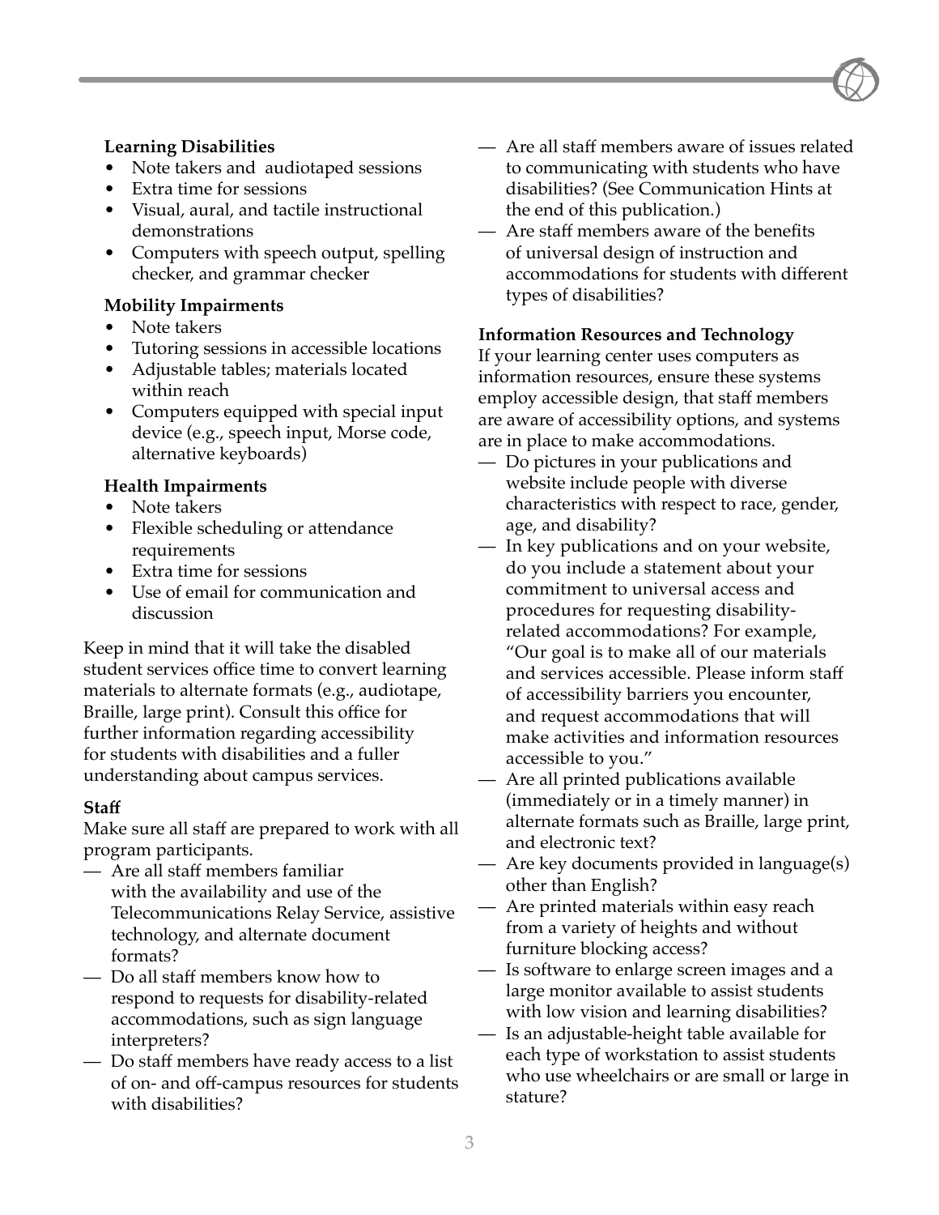**Learning Disabilities**

- Note takers and audiotaped sessions
- Extra time for sessions
- Visual, aural, and tactile instructional demonstrations
- Computers with speech output, spelling checker, and grammar checker

**Mobility Impairments**

- Note takers
- Tutoring sessions in accessible locations
- Adjustable tables; materials located within reach
- Computers equipped with special input device (e.g., speech input, Morse code, alternative keyboards)

**Health Impairments**

- Note takers
- Flexible scheduling or attendance requirements
- Extra time for sessions
- Use of email for communication and discussion

Keep in mind that it will take the disabled student services office time to convert learning materials to alternate formats (e.g., audiotape, Braille, large print). Consult this office for further information regarding accessibility for students with disabilities and a fuller understanding about campus services.

**Staff**

Make sure all staff are prepared to work with all program participants.

— Are all staff members familiar with the availability and use of the Telecommunications Relay Service, assistive technology, and alternate document formats?

— Do all staff members know how to respond to requests for disability-related accommodations, such as sign language interpreters?

— Do staff members have ready access to a list of on- and off-campus resources for students with disabilities?

— Are all staff members aware of issues related to communicating with students who have disabilities? (See Communication Hints at the end of this publication.)

— Are staff members aware of the benefits of universal design of instruction and accommodations for students with different types of disabilities?

**Information Resources and Technology**

If your learning center uses computers as information resources, ensure these systems employ accessible design, that staff members are aware of accessibility options, and systems are in place to make accommodations.

— Do pictures in your publications and website include people with diverse characteristics with respect to race, gender, age, and disability?

— In key publications and on your website, do you include a statement about your commitment to universal access and procedures for requesting disability-related accommodations? For example, "Our goal is to make all of our materials and services accessible. Please inform staff of accessibility barriers you encounter, and request accommodations that will make activities and information resources accessible to you."

— Are all printed publications available (immediately or in a timely manner) in alternate formats such as Braille, large print, and electronic text?

— Are key documents provided in language(s) other than English?

— Are printed materials within easy reach from a variety of heights and without furniture blocking access?

— Is software to enlarge screen images and a large monitor available to assist students with low vision and learning disabilities?

— Is an adjustable-height table available for each type of workstation to assist students who use wheelchairs or are small or large in stature?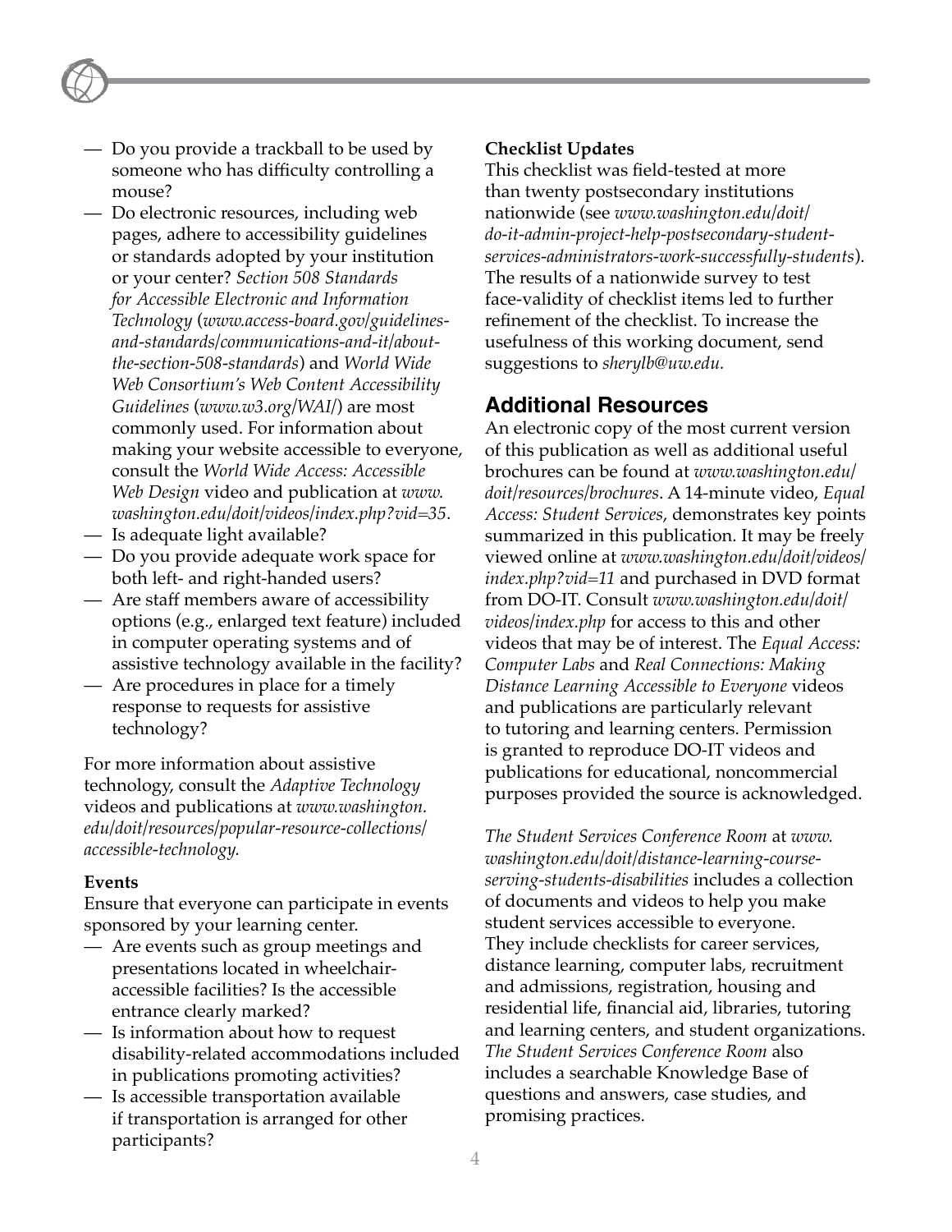- Do you provide a trackball to be used by someone who has difficulty controlling a mouse?
- Do electronic resources, including web pages, adhere to accessibility guidelines or standards adopted by your institution or your center? *Section 508 Standards for Accessible Electronic and Information Technology* (*www.access-board.gov/guidelines-and-standards/communications-and-it/about-the-section-508-standards*) and *World Wide Web Consortium's Web Content Accessibility Guidelines* (*www.w3.org/WAI/*) are most commonly used. For information about making your website accessible to everyone, consult the *World Wide Access: Accessible Web Design* video and publication at *www.washington.edu/doit/videos/index.php?vid=35*.
- Is adequate light available?
- Do you provide adequate work space for both left- and right-handed users?
- Are staff members aware of accessibility options (e.g., enlarged text feature) included in computer operating systems and of assistive technology available in the facility?
- Are procedures in place for a timely response to requests for assistive technology?

For more information about assistive technology, consult the *Adaptive Technology* videos and publications at *www.washington.edu/doit/resources/popular-resource-collections/accessible-technology.*

**Events**

Ensure that everyone can participate in events sponsored by your learning center.

- Are events such as group meetings and presentations located in wheelchair-accessible facilities? Is the accessible entrance clearly marked?
- Is information about how to request disability-related accommodations included in publications promoting activities?
- Is accessible transportation available if transportation is arranged for other participants?

**Checklist Updates**

This checklist was field-tested at more than twenty postsecondary institutions nationwide (see *www.washington.edu/doit/do-it-admin-project-help-postsecondary-student-services-administrators-work-successfully-students*). The results of a nationwide survey to test face-validity of checklist items led to further refinement of the checklist. To increase the usefulness of this working document, send suggestions to *sherylb@uw.edu.*

## Additional Resources

An electronic copy of the most current version of this publication as well as additional useful brochures can be found at *www.washington.edu/doit/resources/brochures*. A 14-minute video, *Equal Access: Student Services*, demonstrates key points summarized in this publication. It may be freely viewed online at *www.washington.edu/doit/videos/index.php?vid=11* and purchased in DVD format from DO-IT. Consult *www.washington.edu/doit/videos/index.php* for access to this and other videos that may be of interest. The *Equal Access: Computer Labs* and *Real Connections: Making Distance Learning Accessible to Everyone* videos and publications are particularly relevant to tutoring and learning centers. Permission is granted to reproduce DO-IT videos and publications for educational, noncommercial purposes provided the source is acknowledged.

*The Student Services Conference Room* at *www.washington.edu/doit/distance-learning-course-serving-students-disabilities* includes a collection of documents and videos to help you make student services accessible to everyone. They include checklists for career services, distance learning, computer labs, recruitment and admissions, registration, housing and residential life, financial aid, libraries, tutoring and learning centers, and student organizations. *The Student Services Conference Room* also includes a searchable Knowledge Base of questions and answers, case studies, and promising practices.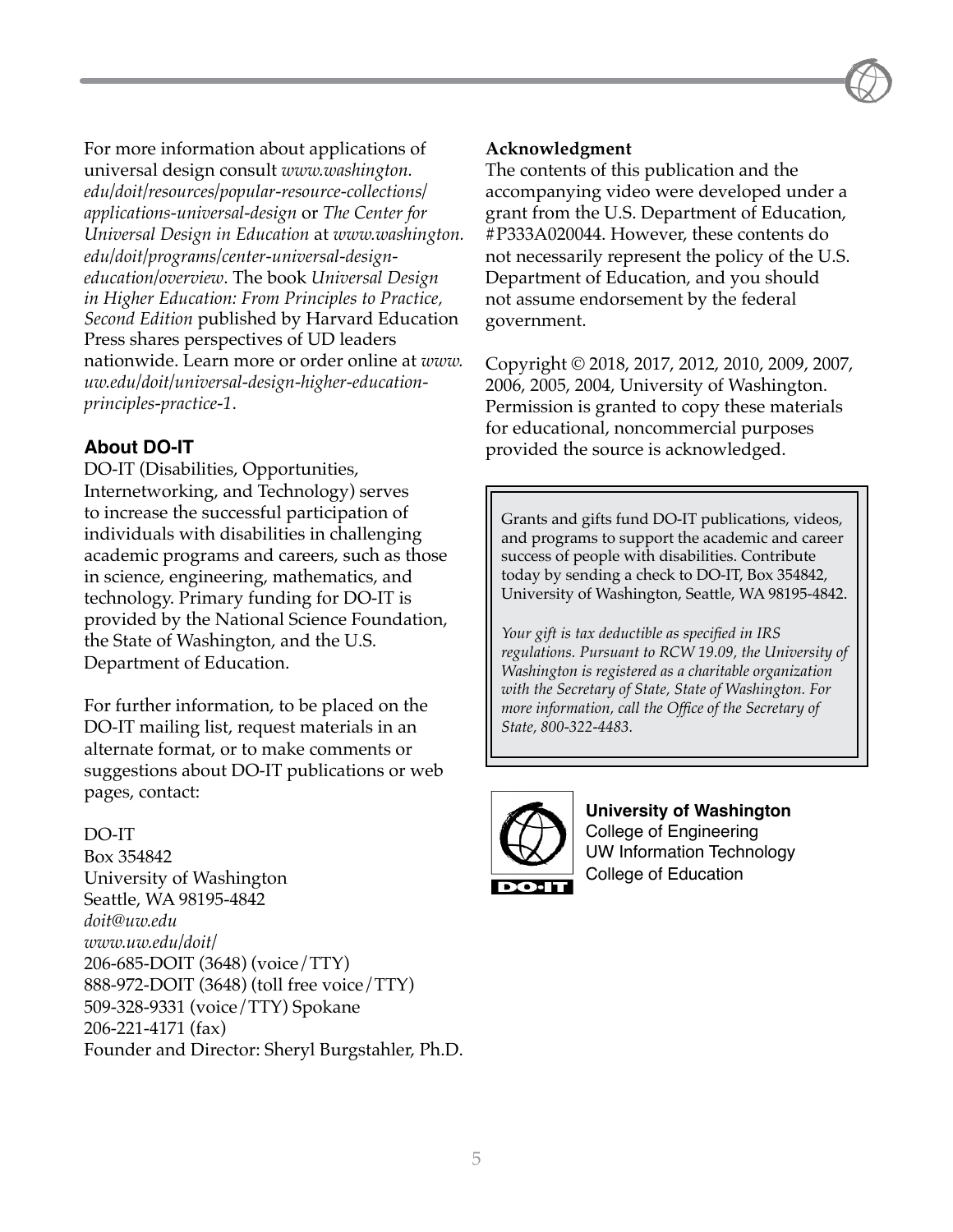For more information about applications of universal design consult *www.washington.edu/doit/resources/popular-resource-collections/applications-universal-design* or *The Center for Universal Design in Education* at *www.washington.edu/doit/programs/center-universal-design-education/overview*. The book *Universal Design in Higher Education: From Principles to Practice, Second Edition* published by Harvard Education Press shares perspectives of UD leaders nationwide. Learn more or order online at *www.uw.edu/doit/universal-design-higher-education-principles-practice-1*.

## About DO-IT

DO-IT (Disabilities, Opportunities, Internetworking, and Technology) serves to increase the successful participation of individuals with disabilities in challenging academic programs and careers, such as those in science, engineering, mathematics, and technology. Primary funding for DO-IT is provided by the National Science Foundation, the State of Washington, and the U.S. Department of Education.

For further information, to be placed on the DO-IT mailing list, request materials in an alternate format, or to make comments or suggestions about DO-IT publications or web pages, contact:

DO-IT
Box 354842
University of Washington
Seattle, WA 98195-4842
*doit@uw.edu*
*www.uw.edu/doit/*
206-685-DOIT (3648) (voice/TTY)
888-972-DOIT (3648) (toll free voice/TTY)
509-328-9331 (voice/TTY) Spokane
206-221-4171 (fax)
Founder and Director: Sheryl Burgstahler, Ph.D.

**Acknowledgment**

The contents of this publication and the accompanying video were developed under a grant from the U.S. Department of Education, #P333A020044. However, these contents do not necessarily represent the policy of the U.S. Department of Education, and you should not assume endorsement by the federal government.

Copyright © 2018, 2017, 2012, 2010, 2009, 2007, 2006, 2005, 2004, University of Washington. Permission is granted to copy these materials for educational, noncommercial purposes provided the source is acknowledged.

Grants and gifts fund DO-IT publications, videos, and programs to support the academic and career success of people with disabilities. Contribute today by sending a check to DO-IT, Box 354842, University of Washington, Seattle, WA 98195-4842.

*Your gift is tax deductible as specified in IRS regulations. Pursuant to RCW 19.09, the University of Washington is registered as a charitable organization with the Secretary of State, State of Washington. For more information, call the Office of the Secretary of State, 800-322-4483.*

DO-IT

**University of Washington**
College of Engineering
UW Information Technology
College of Education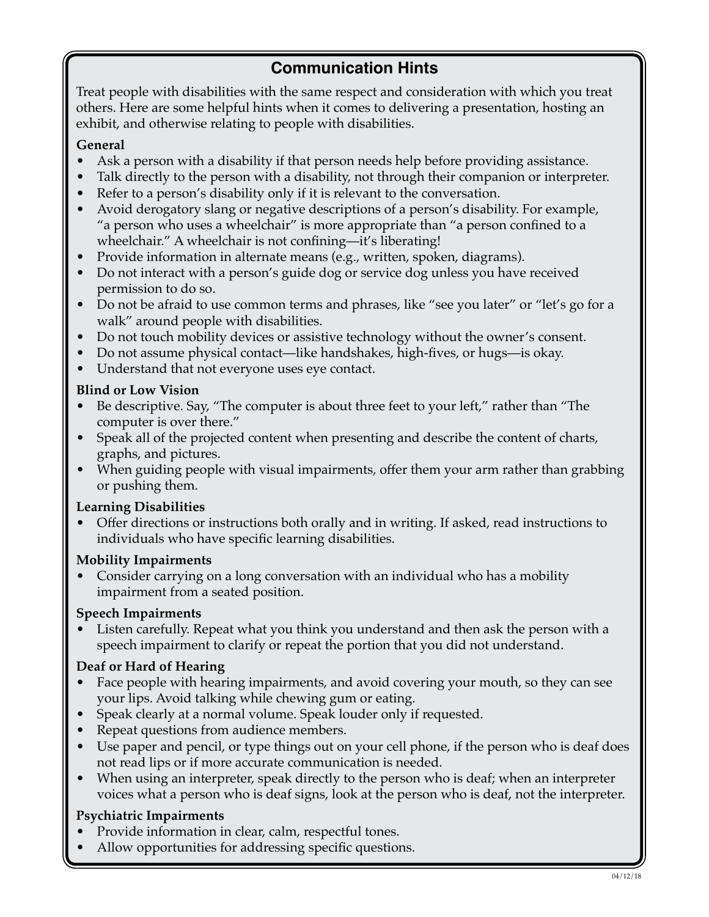## Communication Hints

Treat people with disabilities with the same respect and consideration with which you treat others. Here are some helpful hints when it comes to delivering a presentation, hosting an exhibit, and otherwise relating to people with disabilities.

**General**

- Ask a person with a disability if that person needs help before providing assistance.
- Talk directly to the person with a disability, not through their companion or interpreter.
- Refer to a person's disability only if it is relevant to the conversation.
- Avoid derogatory slang or negative descriptions of a person's disability. For example, "a person who uses a wheelchair" is more appropriate than "a person confined to a wheelchair." A wheelchair is not confining—it's liberating!
- Provide information in alternate means (e.g., written, spoken, diagrams).
- Do not interact with a person's guide dog or service dog unless you have received permission to do so.
- Do not be afraid to use common terms and phrases, like "see you later" or "let's go for a walk" around people with disabilities.
- Do not touch mobility devices or assistive technology without the owner's consent.
- Do not assume physical contact—like handshakes, high-fives, or hugs—is okay.
- Understand that not everyone uses eye contact.

**Blind or Low Vision**

- Be descriptive. Say, "The computer is about three feet to your left," rather than "The computer is over there."
- Speak all of the projected content when presenting and describe the content of charts, graphs, and pictures.
- When guiding people with visual impairments, offer them your arm rather than grabbing or pushing them.

**Learning Disabilities**

- Offer directions or instructions both orally and in writing. If asked, read instructions to individuals who have specific learning disabilities.

**Mobility Impairments**

- Consider carrying on a long conversation with an individual who has a mobility impairment from a seated position.

**Speech Impairments**

- Listen carefully. Repeat what you think you understand and then ask the person with a speech impairment to clarify or repeat the portion that you did not understand.

**Deaf or Hard of Hearing**

- Face people with hearing impairments, and avoid covering your mouth, so they can see your lips. Avoid talking while chewing gum or eating.
- Speak clearly at a normal volume. Speak louder only if requested.
- Repeat questions from audience members.
- Use paper and pencil, or type things out on your cell phone, if the person who is deaf does not read lips or if more accurate communication is needed.
- When using an interpreter, speak directly to the person who is deaf; when an interpreter voices what a person who is deaf signs, look at the person who is deaf, not the interpreter.

**Psychiatric Impairments**

- Provide information in clear, calm, respectful tones.
- Allow opportunities for addressing specific questions.

04/12/18